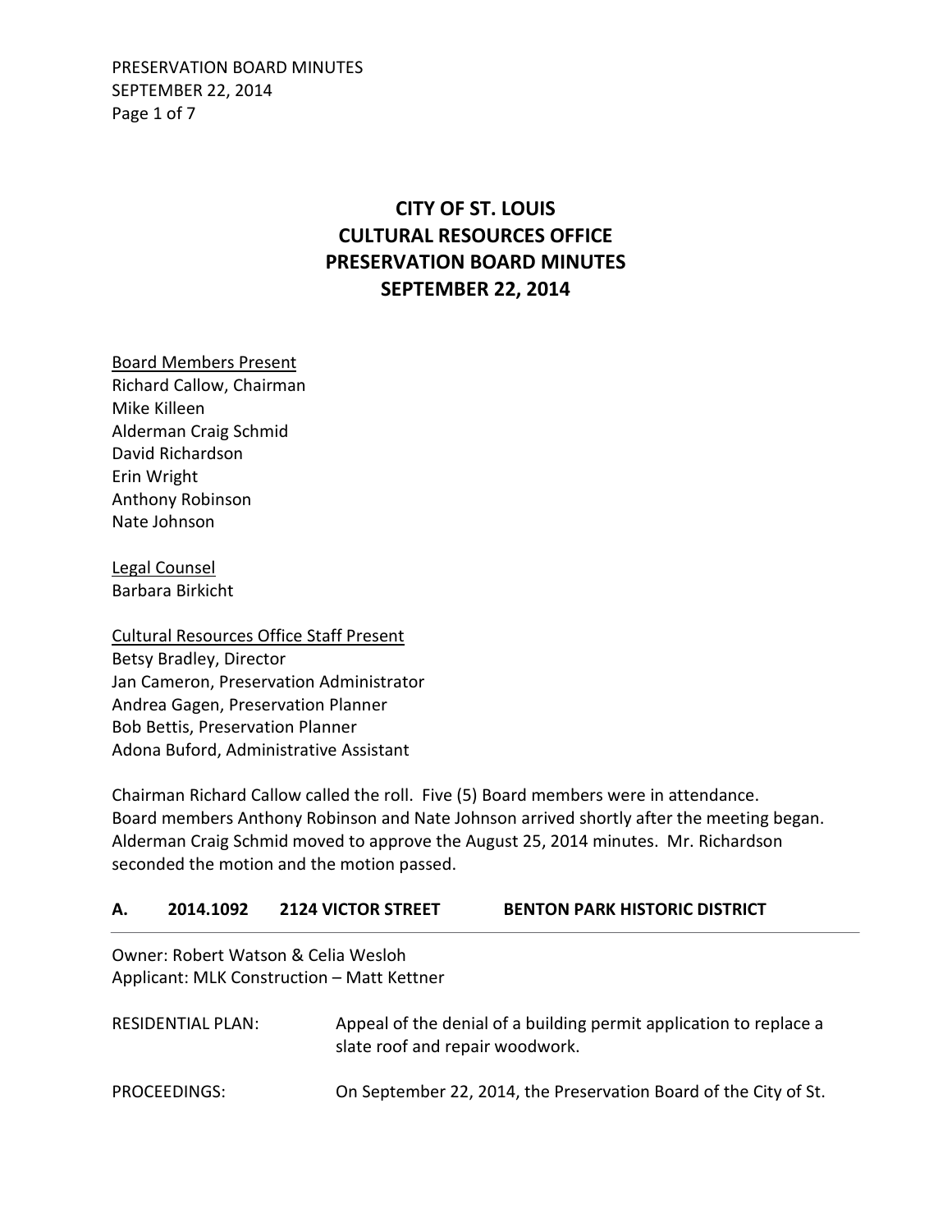# CITY OF ST. LOUIS
# CULTURAL RESOURCES OFFICE
# PRESERVATION BOARD MINUTES
# SEPTEMBER 22, 2014

Board Members Present
Richard Callow, Chairman
Mike Killeen
Alderman Craig Schmid
David Richardson
Erin Wright
Anthony Robinson
Nate Johnson

Legal Counsel
Barbara Birkicht

Cultural Resources Office Staff Present
Betsy Bradley, Director
Jan Cameron, Preservation Administrator
Andrea Gagen, Preservation Planner
Bob Bettis, Preservation Planner
Adona Buford, Administrative Assistant

Chairman Richard Callow called the roll. Five (5) Board members were in attendance. Board members Anthony Robinson and Nate Johnson arrived shortly after the meeting began. Alderman Craig Schmid moved to approve the August 25, 2014 minutes. Mr. Richardson seconded the motion and the motion passed.

## A. 2014.1092 2124 VICTOR STREET BENTON PARK HISTORIC DISTRICT

Owner: Robert Watson & Celia Wesloh
Applicant: MLK Construction – Matt Kettner

RESIDENTIAL PLAN: Appeal of the denial of a building permit application to replace a slate roof and repair woodwork.

PROCEEDINGS: On September 22, 2014, the Preservation Board of the City of St.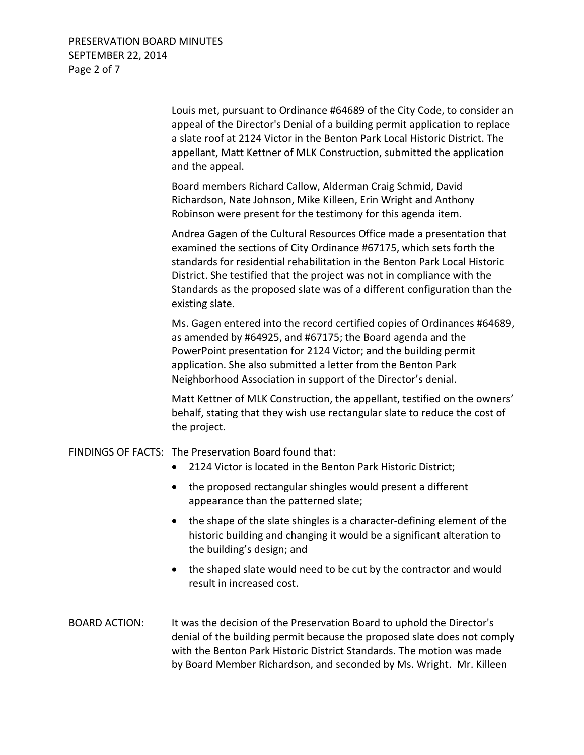Louis met, pursuant to Ordinance #64689 of the City Code, to consider an appeal of the Director's Denial of a building permit application to replace a slate roof at 2124 Victor in the Benton Park Local Historic District. The appellant, Matt Kettner of MLK Construction, submitted the application and the appeal.

Board members Richard Callow, Alderman Craig Schmid, David Richardson, Nate Johnson, Mike Killeen, Erin Wright and Anthony Robinson were present for the testimony for this agenda item.

Andrea Gagen of the Cultural Resources Office made a presentation that examined the sections of City Ordinance #67175, which sets forth the standards for residential rehabilitation in the Benton Park Local Historic District. She testified that the project was not in compliance with the Standards as the proposed slate was of a different configuration than the existing slate.

Ms. Gagen entered into the record certified copies of Ordinances #64689, as amended by #64925, and #67175; the Board agenda and the PowerPoint presentation for 2124 Victor; and the building permit application. She also submitted a letter from the Benton Park Neighborhood Association in support of the Director's denial.

Matt Kettner of MLK Construction, the appellant, testified on the owners' behalf, stating that they wish use rectangular slate to reduce the cost of the project.

FINDINGS OF FACTS: The Preservation Board found that:

- 2124 Victor is located in the Benton Park Historic District;
- the proposed rectangular shingles would present a different appearance than the patterned slate;
- the shape of the slate shingles is a character-defining element of the historic building and changing it would be a significant alteration to the building's design; and
- the shaped slate would need to be cut by the contractor and would result in increased cost.

BOARD ACTION: It was the decision of the Preservation Board to uphold the Director's denial of the building permit because the proposed slate does not comply with the Benton Park Historic District Standards. The motion was made by Board Member Richardson, and seconded by Ms. Wright. Mr. Killeen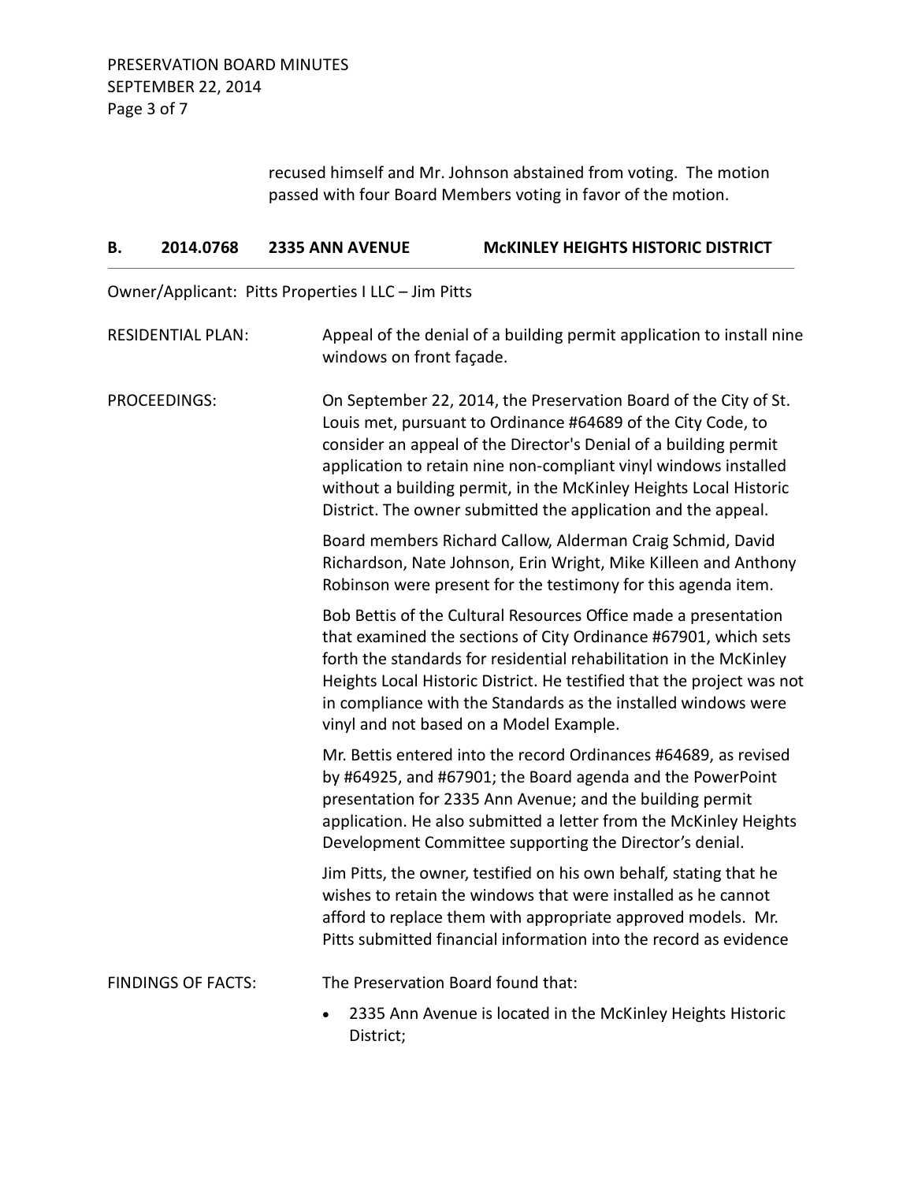recused himself and Mr. Johnson abstained from voting. The motion passed with four Board Members voting in favor of the motion.

## B. 2014.0768 2335 ANN AVENUE McKINLEY HEIGHTS HISTORIC DISTRICT

Owner/Applicant: Pitts Properties I LLC – Jim Pitts

RESIDENTIAL PLAN: Appeal of the denial of a building permit application to install nine windows on front façade.

PROCEEDINGS: On September 22, 2014, the Preservation Board of the City of St. Louis met, pursuant to Ordinance #64689 of the City Code, to consider an appeal of the Director's Denial of a building permit application to retain nine non-compliant vinyl windows installed without a building permit, in the McKinley Heights Local Historic District. The owner submitted the application and the appeal.

Board members Richard Callow, Alderman Craig Schmid, David Richardson, Nate Johnson, Erin Wright, Mike Killeen and Anthony Robinson were present for the testimony for this agenda item.

Bob Bettis of the Cultural Resources Office made a presentation that examined the sections of City Ordinance #67901, which sets forth the standards for residential rehabilitation in the McKinley Heights Local Historic District. He testified that the project was not in compliance with the Standards as the installed windows were vinyl and not based on a Model Example.

Mr. Bettis entered into the record Ordinances #64689, as revised by #64925, and #67901; the Board agenda and the PowerPoint presentation for 2335 Ann Avenue; and the building permit application. He also submitted a letter from the McKinley Heights Development Committee supporting the Director's denial.

Jim Pitts, the owner, testified on his own behalf, stating that he wishes to retain the windows that were installed as he cannot afford to replace them with appropriate approved models. Mr. Pitts submitted financial information into the record as evidence

FINDINGS OF FACTS: The Preservation Board found that:

- 2335 Ann Avenue is located in the McKinley Heights Historic District;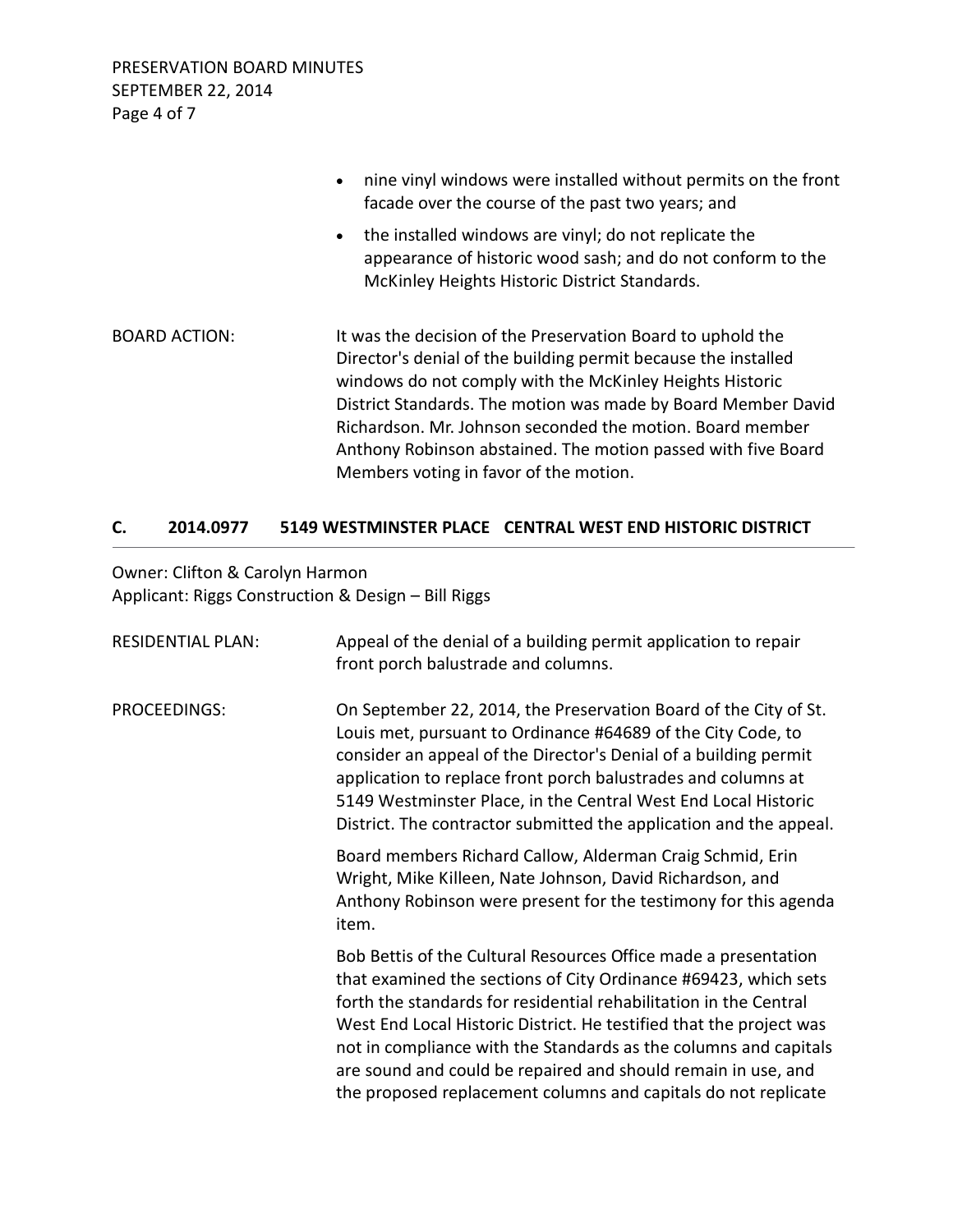- nine vinyl windows were installed without permits on the front facade over the course of the past two years; and
- the installed windows are vinyl; do not replicate the appearance of historic wood sash; and do not conform to the McKinley Heights Historic District Standards.

BOARD ACTION: It was the decision of the Preservation Board to uphold the Director's denial of the building permit because the installed windows do not comply with the McKinley Heights Historic District Standards. The motion was made by Board Member David Richardson. Mr. Johnson seconded the motion. Board member Anthony Robinson abstained. The motion passed with five Board Members voting in favor of the motion.

## C. 2014.0977 5149 WESTMINSTER PLACE CENTRAL WEST END HISTORIC DISTRICT

Owner: Clifton & Carolyn Harmon
Applicant: Riggs Construction & Design – Bill Riggs

RESIDENTIAL PLAN: Appeal of the denial of a building permit application to repair front porch balustrade and columns.

PROCEEDINGS: On September 22, 2014, the Preservation Board of the City of St. Louis met, pursuant to Ordinance #64689 of the City Code, to consider an appeal of the Director's Denial of a building permit application to replace front porch balustrades and columns at 5149 Westminster Place, in the Central West End Local Historic District. The contractor submitted the application and the appeal.

Board members Richard Callow, Alderman Craig Schmid, Erin Wright, Mike Killeen, Nate Johnson, David Richardson, and Anthony Robinson were present for the testimony for this agenda item.

Bob Bettis of the Cultural Resources Office made a presentation that examined the sections of City Ordinance #69423, which sets forth the standards for residential rehabilitation in the Central West End Local Historic District. He testified that the project was not in compliance with the Standards as the columns and capitals are sound and could be repaired and should remain in use, and the proposed replacement columns and capitals do not replicate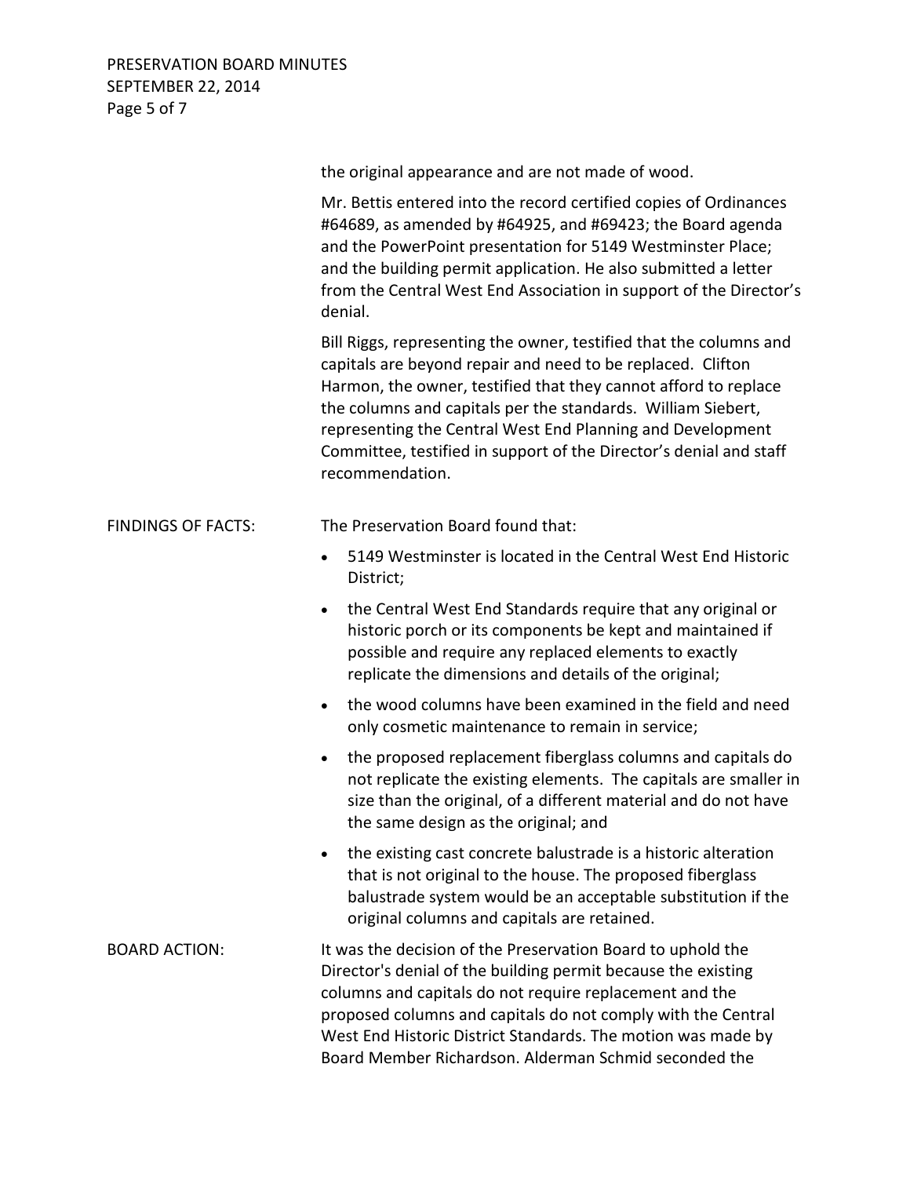the original appearance and are not made of wood.

Mr. Bettis entered into the record certified copies of Ordinances #64689, as amended by #64925, and #69423; the Board agenda and the PowerPoint presentation for 5149 Westminster Place; and the building permit application. He also submitted a letter from the Central West End Association in support of the Director's denial.

Bill Riggs, representing the owner, testified that the columns and capitals are beyond repair and need to be replaced. Clifton Harmon, the owner, testified that they cannot afford to replace the columns and capitals per the standards. William Siebert, representing the Central West End Planning and Development Committee, testified in support of the Director's denial and staff recommendation.

FINDINGS OF FACTS: The Preservation Board found that:

- 5149 Westminster is located in the Central West End Historic District;
- the Central West End Standards require that any original or historic porch or its components be kept and maintained if possible and require any replaced elements to exactly replicate the dimensions and details of the original;
- the wood columns have been examined in the field and need only cosmetic maintenance to remain in service;
- the proposed replacement fiberglass columns and capitals do not replicate the existing elements. The capitals are smaller in size than the original, of a different material and do not have the same design as the original; and
- the existing cast concrete balustrade is a historic alteration that is not original to the house. The proposed fiberglass balustrade system would be an acceptable substitution if the original columns and capitals are retained.

BOARD ACTION: It was the decision of the Preservation Board to uphold the Director's denial of the building permit because the existing columns and capitals do not require replacement and the proposed columns and capitals do not comply with the Central West End Historic District Standards. The motion was made by Board Member Richardson. Alderman Schmid seconded the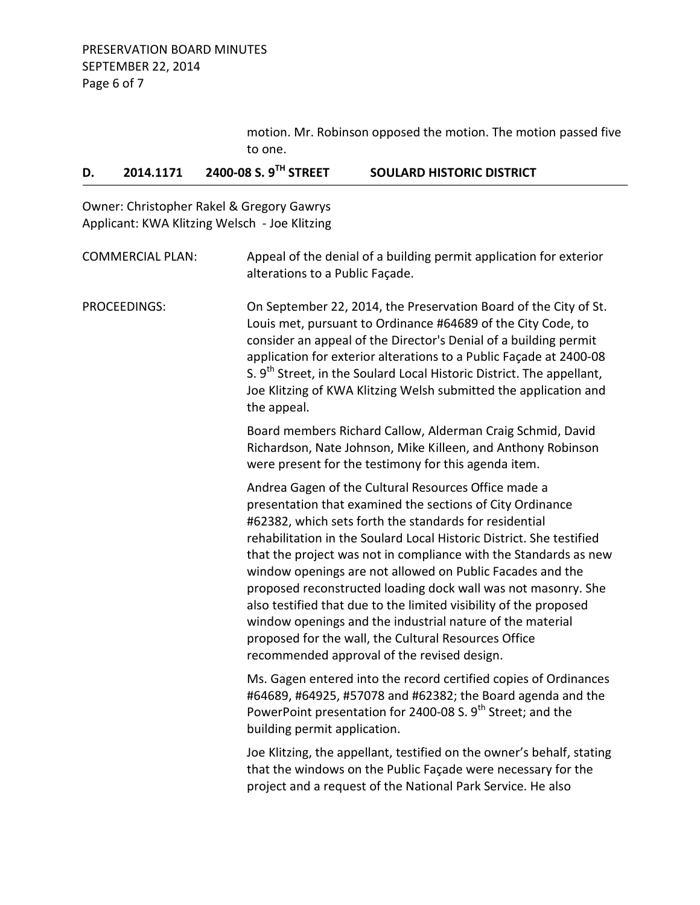motion. Mr. Robinson opposed the motion. The motion passed five to one.

## D. 2014.1171 2400-08 S. 9TH STREET SOULARD HISTORIC DISTRICT

Owner: Christopher Rakel & Gregory Gawrys
Applicant: KWA Klitzing Welsch - Joe Klitzing

COMMERCIAL PLAN: Appeal of the denial of a building permit application for exterior alterations to a Public Façade.

PROCEEDINGS: On September 22, 2014, the Preservation Board of the City of St. Louis met, pursuant to Ordinance #64689 of the City Code, to consider an appeal of the Director's Denial of a building permit application for exterior alterations to a Public Façade at 2400-08 S. 9th Street, in the Soulard Local Historic District. The appellant, Joe Klitzing of KWA Klitzing Welsh submitted the application and the appeal.

Board members Richard Callow, Alderman Craig Schmid, David Richardson, Nate Johnson, Mike Killeen, and Anthony Robinson were present for the testimony for this agenda item.

Andrea Gagen of the Cultural Resources Office made a presentation that examined the sections of City Ordinance #62382, which sets forth the standards for residential rehabilitation in the Soulard Local Historic District. She testified that the project was not in compliance with the Standards as new window openings are not allowed on Public Facades and the proposed reconstructed loading dock wall was not masonry. She also testified that due to the limited visibility of the proposed window openings and the industrial nature of the material proposed for the wall, the Cultural Resources Office recommended approval of the revised design.

Ms. Gagen entered into the record certified copies of Ordinances #64689, #64925, #57078 and #62382; the Board agenda and the PowerPoint presentation for 2400-08 S. 9th Street; and the building permit application.

Joe Klitzing, the appellant, testified on the owner's behalf, stating that the windows on the Public Façade were necessary for the project and a request of the National Park Service. He also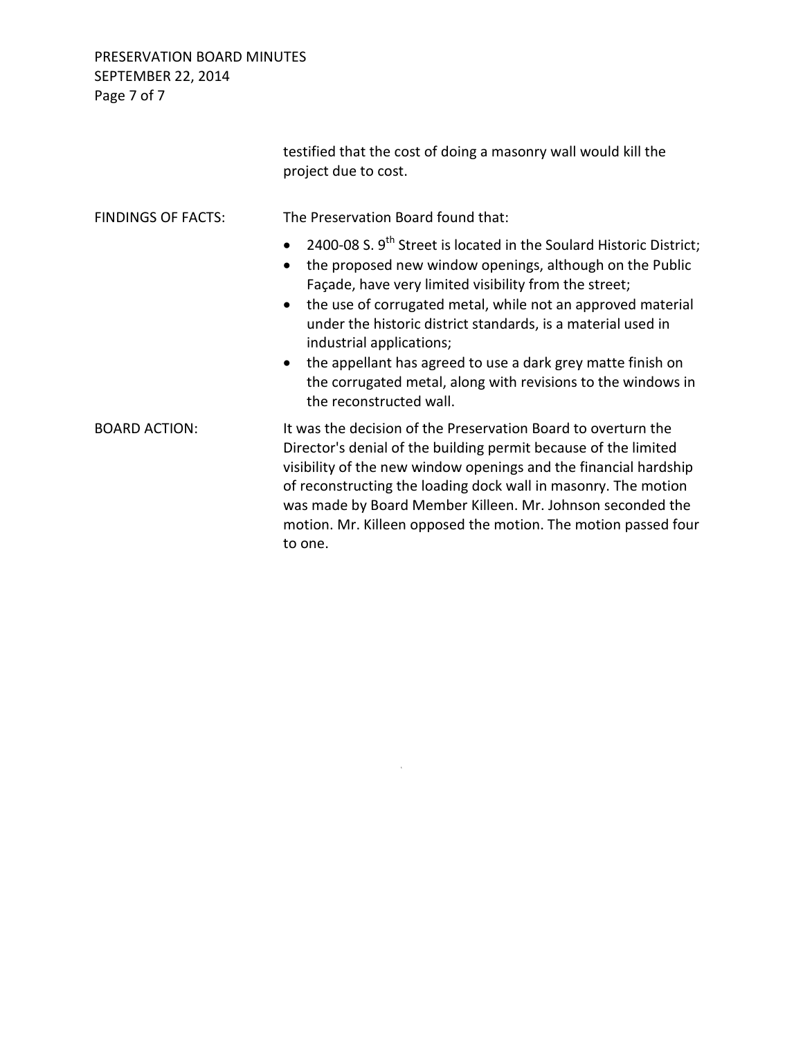testified that the cost of doing a masonry wall would kill the project due to cost.

FINDINGS OF FACTS: The Preservation Board found that:

- 2400-08 S. 9th Street is located in the Soulard Historic District;
- the proposed new window openings, although on the Public Façade, have very limited visibility from the street;
- the use of corrugated metal, while not an approved material under the historic district standards, is a material used in industrial applications;
- the appellant has agreed to use a dark grey matte finish on the corrugated metal, along with revisions to the windows in the reconstructed wall.

BOARD ACTION: It was the decision of the Preservation Board to overturn the Director's denial of the building permit because of the limited visibility of the new window openings and the financial hardship of reconstructing the loading dock wall in masonry. The motion was made by Board Member Killeen. Mr. Johnson seconded the motion. Mr. Killeen opposed the motion. The motion passed four to one.